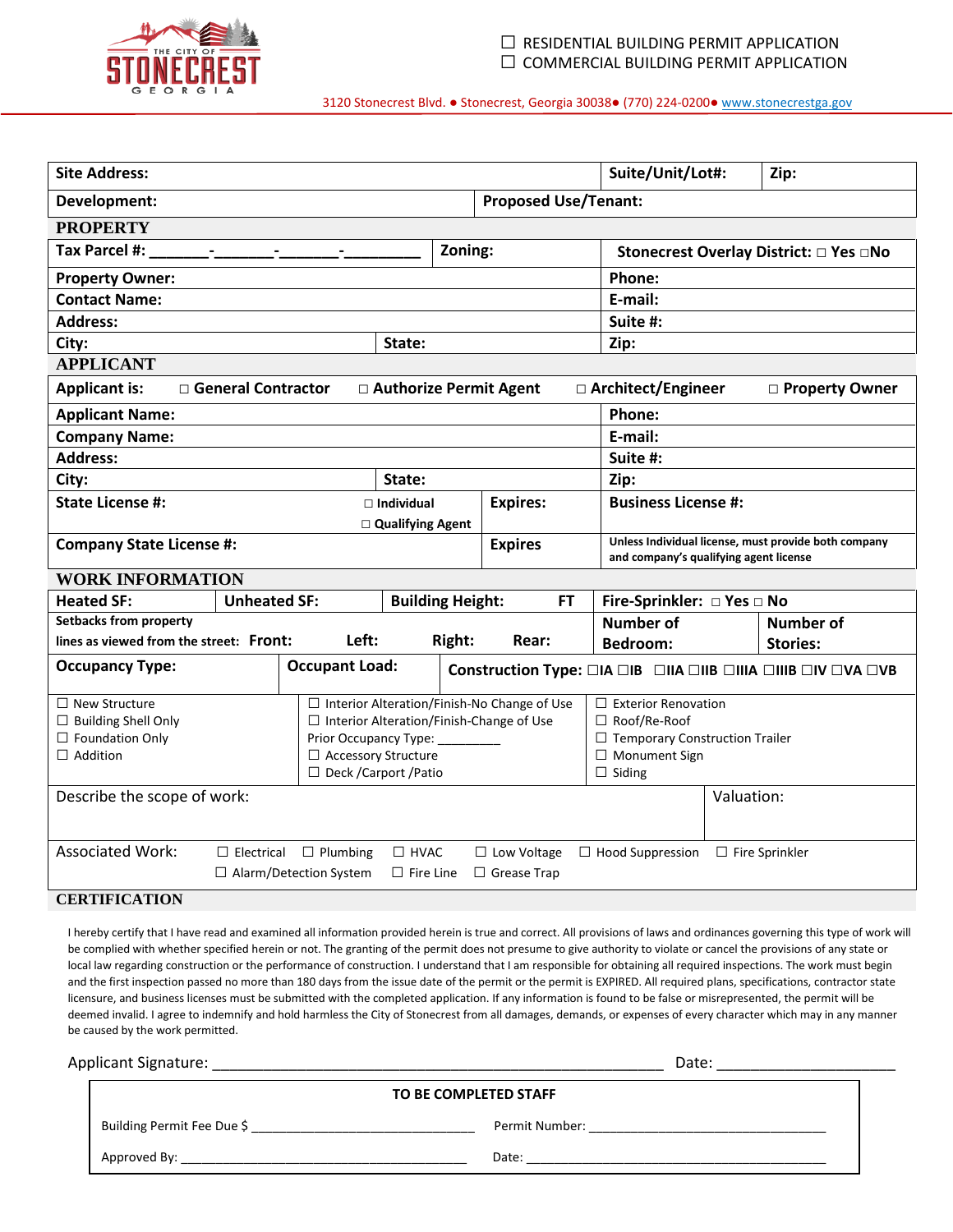THE CITY OF STONECREST GEORGIA

☐ RESIDENTIAL BUILDING PERMIT APPLICATION
☐ COMMERCIAL BUILDING PERMIT APPLICATION

3120 Stonecrest Blvd. ● Stonecrest, Georgia 30038● (770) 224-0200● www.stonecrestga.gov

| | | | |
|---|---|---|---|
| **Site Address:** | | **Suite/Unit/Lot#:** | **Zip:** |
| **Development:** | **Proposed Use/Tenant:** | | |

## PROPERTY

| | | |
|---|---|---|
| **Tax Parcel #:** _______-_______-_______-_________ | **Zoning:** | **Stonecrest Overlay District:** ☐ Yes ☐No |
| **Property Owner:** | | **Phone:** |
| **Contact Name:** | | **E-mail:** |
| **Address:** | | **Suite #:** |
| **City:** | **State:** | **Zip:** |

## APPLICANT

**Applicant is:** ☐ General Contractor ☐ Authorize Permit Agent ☐ Architect/Engineer ☐ Property Owner

| | | | |
|---|---|---|---|
| **Applicant Name:** | | | **Phone:** |
| **Company Name:** | | | **E-mail:** |
| **Address:** | | | **Suite #:** |
| **City:** | **State:** | | **Zip:** |
| **State License #:** | ☐ Individual ☐ Qualifying Agent | **Expires:** | **Business License #:** |
| **Company State License #:** | | **Expires** | Unless Individual license, must provide both company and company's qualifying agent license |

## WORK INFORMATION

| | | | | |
|---|---|---|---|---|
| **Heated SF:** | **Unheated SF:** | **Building Height:** FT | **Fire-Sprinkler:** ☐ Yes ☐ No | |
| Setbacks from property lines as viewed from the street: **Front:** | **Left:** | **Right:** **Rear:** | **Number of Bedroom:** | **Number of Stories:** |
| **Occupancy Type:** | **Occupant Load:** | **Construction Type:** ☐IA ☐IB ☐IIA ☐IIB ☐IIIA ☐IIIB ☐IV ☐VA ☐VB | | |

| | | |
|---|---|---|
| ☐ New Structure | ☐ Interior Alteration/Finish-No Change of Use | ☐ Exterior Renovation |
| ☐ Building Shell Only | ☐ Interior Alteration/Finish-Change of Use | ☐ Roof/Re-Roof |
| ☐ Foundation Only | Prior Occupancy Type: _________ | ☐ Temporary Construction Trailer |
| ☐ Addition | ☐ Accessory Structure | ☐ Monument Sign |
| | ☐ Deck /Carport /Patio | ☐ Siding |

| | |
|---|---|
| Describe the scope of work: | Valuation: |

Associated Work: ☐ Electrical ☐ Plumbing ☐ HVAC ☐ Low Voltage ☐ Hood Suppression ☐ Fire Sprinkler ☐ Alarm/Detection System ☐ Fire Line ☐ Grease Trap

## CERTIFICATION

I hereby certify that I have read and examined all information provided herein is true and correct. All provisions of laws and ordinances governing this type of work will be complied with whether specified herein or not. The granting of the permit does not presume to give authority to violate or cancel the provisions of any state or local law regarding construction or the performance of construction. I understand that I am responsible for obtaining all required inspections. The work must begin and the first inspection passed no more than 180 days from the issue date of the permit or the permit is EXPIRED. All required plans, specifications, contractor state licensure, and business licenses must be submitted with the completed application. If any information is found to be false or misrepresented, the permit will be deemed invalid. I agree to indemnify and hold harmless the City of Stonecrest from all damages, demands, or expenses of every character which may in any manner be caused by the work permitted.

Applicant Signature: ________________________________________________________ Date: _____________________

**TO BE COMPLETED STAFF**

Building Permit Fee Due $ ______________________________ Permit Number: _________________________________

Approved By: _______________________________________ Date: __________________________________________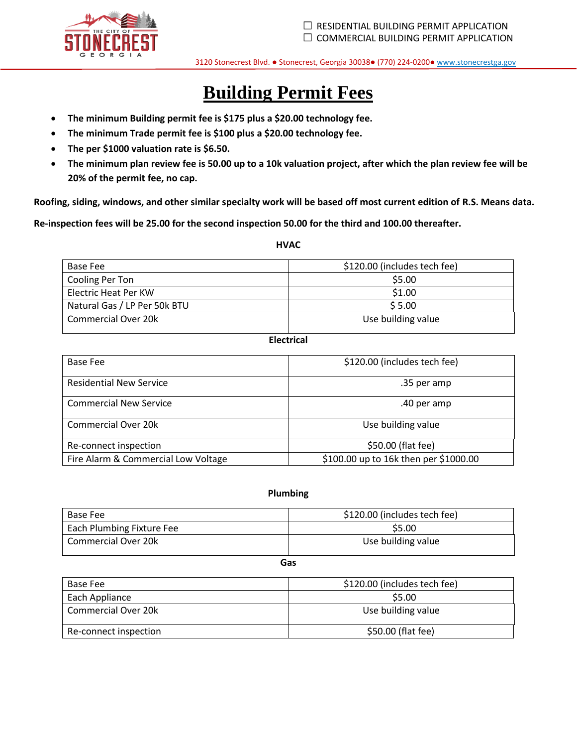☐ RESIDENTIAL BUILDING PERMIT APPLICATION
☐ COMMERCIAL BUILDING PERMIT APPLICATION

3120 Stonecrest Blvd. ● Stonecrest, Georgia 30038● (770) 224-0200● www.stonecrestga.gov

# Building Permit Fees

- **The minimum Building permit fee is $175 plus a $20.00 technology fee.**
- **The minimum Trade permit fee is $100 plus a $20.00 technology fee.**
- **The per $1000 valuation rate is $6.50.**
- **The minimum plan review fee is 50.00 up to a 10k valuation project, after which the plan review fee will be 20% of the permit fee, no cap.**

**Roofing, siding, windows, and other similar specialty work will be based off most current edition of R.S. Means data.**

**Re-inspection fees will be 25.00 for the second inspection 50.00 for the third and 100.00 thereafter.**

**HVAC**

| | |
|---|---|
| Base Fee | $120.00 (includes tech fee) |
| Cooling Per Ton | $5.00 |
| Electric Heat Per KW | $1.00 |
| Natural Gas / LP Per 50k BTU | $ 5.00 |
| Commercial Over 20k | Use building value |

**Electrical**

| | |
|---|---|
| Base Fee | $120.00 (includes tech fee) |
| Residential New Service | .35 per amp |
| Commercial New Service | .40 per amp |
| Commercial Over 20k | Use building value |
| Re-connect inspection | $50.00 (flat fee) |
| Fire Alarm & Commercial Low Voltage | $100.00 up to 16k then per $1000.00 |

**Plumbing**

| | |
|---|---|
| Base Fee | $120.00 (includes tech fee) |
| Each Plumbing Fixture Fee | $5.00 |
| Commercial Over 20k | Use building value |

**Gas**

| | |
|---|---|
| Base Fee | $120.00 (includes tech fee) |
| Each Appliance | $5.00 |
| Commercial Over 20k | Use building value |
| Re-connect inspection | $50.00 (flat fee) |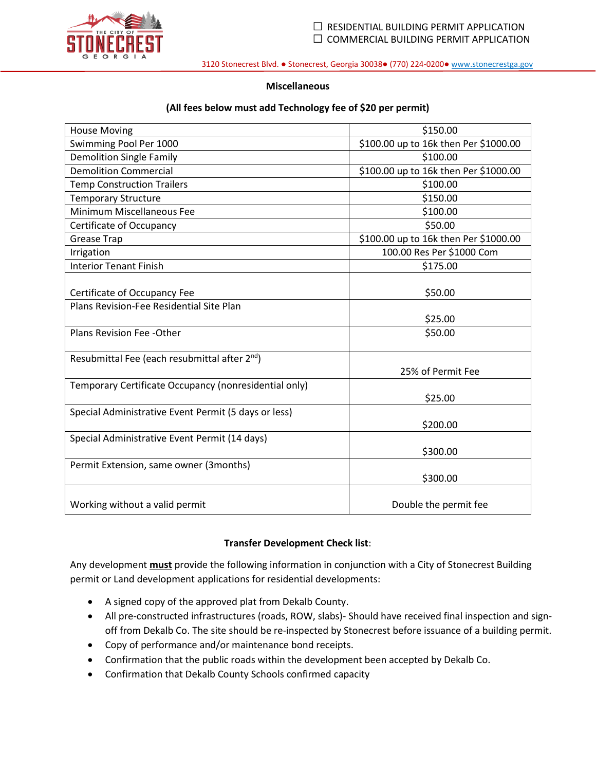☐ RESIDENTIAL BUILDING PERMIT APPLICATION
☐ COMMERCIAL BUILDING PERMIT APPLICATION

3120 Stonecrest Blvd. ● Stonecrest, Georgia 30038● (770) 224-0200● www.stonecrestga.gov

**Miscellaneous**

**(All fees below must add Technology fee of $20 per permit)**

| | |
|---|---|
| House Moving | $150.00 |
| Swimming Pool Per 1000 | $100.00 up to 16k then Per $1000.00 |
| Demolition Single Family | $100.00 |
| Demolition Commercial | $100.00 up to 16k then Per $1000.00 |
| Temp Construction Trailers | $100.00 |
| Temporary Structure | $150.00 |
| Minimum Miscellaneous Fee | $100.00 |
| Certificate of Occupancy | $50.00 |
| Grease Trap | $100.00 up to 16k then Per $1000.00 |
| Irrigation | 100.00 Res Per $1000 Com |
| Interior Tenant Finish | $175.00 |
| Certificate of Occupancy Fee | $50.00 |
| Plans Revision-Fee Residential Site Plan | $25.00 |
| Plans Revision Fee -Other | $50.00 |
| Resubmittal Fee (each resubmittal after 2nd) | 25% of Permit Fee |
| Temporary Certificate Occupancy (nonresidential only) | $25.00 |
| Special Administrative Event Permit (5 days or less) | $200.00 |
| Special Administrative Event Permit (14 days) | $300.00 |
| Permit Extension, same owner (3months) | $300.00 |
| Working without a valid permit | Double the permit fee |

**Transfer Development Check list**:

Any development **must** provide the following information in conjunction with a City of Stonecrest Building permit or Land development applications for residential developments:

- A signed copy of the approved plat from Dekalb County.
- All pre-constructed infrastructures (roads, ROW, slabs)- Should have received final inspection and sign-off from Dekalb Co. The site should be re-inspected by Stonecrest before issuance of a building permit.
- Copy of performance and/or maintenance bond receipts.
- Confirmation that the public roads within the development been accepted by Dekalb Co.
- Confirmation that Dekalb County Schools confirmed capacity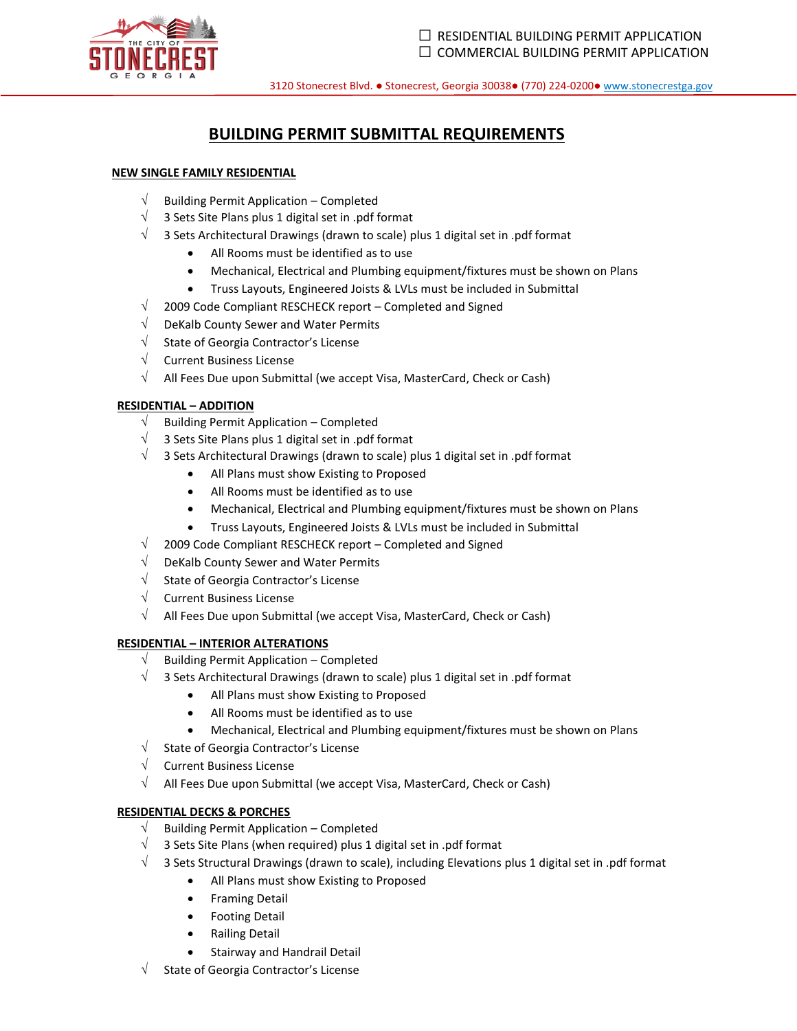☐ RESIDENTIAL BUILDING PERMIT APPLICATION
☐ COMMERCIAL BUILDING PERMIT APPLICATION

3120 Stonecrest Blvd. ● Stonecrest, Georgia 30038● (770) 224-0200● www.stonecrestga.gov

# BUILDING PERMIT SUBMITTAL REQUIREMENTS

## NEW SINGLE FAMILY RESIDENTIAL

- √ Building Permit Application – Completed
- √ 3 Sets Site Plans plus 1 digital set in .pdf format
- √ 3 Sets Architectural Drawings (drawn to scale) plus 1 digital set in .pdf format
  - All Rooms must be identified as to use
  - Mechanical, Electrical and Plumbing equipment/fixtures must be shown on Plans
  - Truss Layouts, Engineered Joists & LVLs must be included in Submittal
- √ 2009 Code Compliant RESCHECK report – Completed and Signed
- √ DeKalb County Sewer and Water Permits
- √ State of Georgia Contractor's License
- √ Current Business License
- √ All Fees Due upon Submittal (we accept Visa, MasterCard, Check or Cash)

## RESIDENTIAL – ADDITION

- √ Building Permit Application – Completed
- √ 3 Sets Site Plans plus 1 digital set in .pdf format
- √ 3 Sets Architectural Drawings (drawn to scale) plus 1 digital set in .pdf format
  - All Plans must show Existing to Proposed
  - All Rooms must be identified as to use
  - Mechanical, Electrical and Plumbing equipment/fixtures must be shown on Plans
  - Truss Layouts, Engineered Joists & LVLs must be included in Submittal
- √ 2009 Code Compliant RESCHECK report – Completed and Signed
- √ DeKalb County Sewer and Water Permits
- √ State of Georgia Contractor's License
- √ Current Business License
- √ All Fees Due upon Submittal (we accept Visa, MasterCard, Check or Cash)

## RESIDENTIAL – INTERIOR ALTERATIONS

- √ Building Permit Application – Completed
- √ 3 Sets Architectural Drawings (drawn to scale) plus 1 digital set in .pdf format
  - All Plans must show Existing to Proposed
  - All Rooms must be identified as to use
  - Mechanical, Electrical and Plumbing equipment/fixtures must be shown on Plans
- √ State of Georgia Contractor's License
- √ Current Business License
- √ All Fees Due upon Submittal (we accept Visa, MasterCard, Check or Cash)

## RESIDENTIAL DECKS & PORCHES

- √ Building Permit Application – Completed
- √ 3 Sets Site Plans (when required) plus 1 digital set in .pdf format
- √ 3 Sets Structural Drawings (drawn to scale), including Elevations plus 1 digital set in .pdf format
  - All Plans must show Existing to Proposed
  - Framing Detail
  - Footing Detail
  - Railing Detail
  - Stairway and Handrail Detail
- √ State of Georgia Contractor's License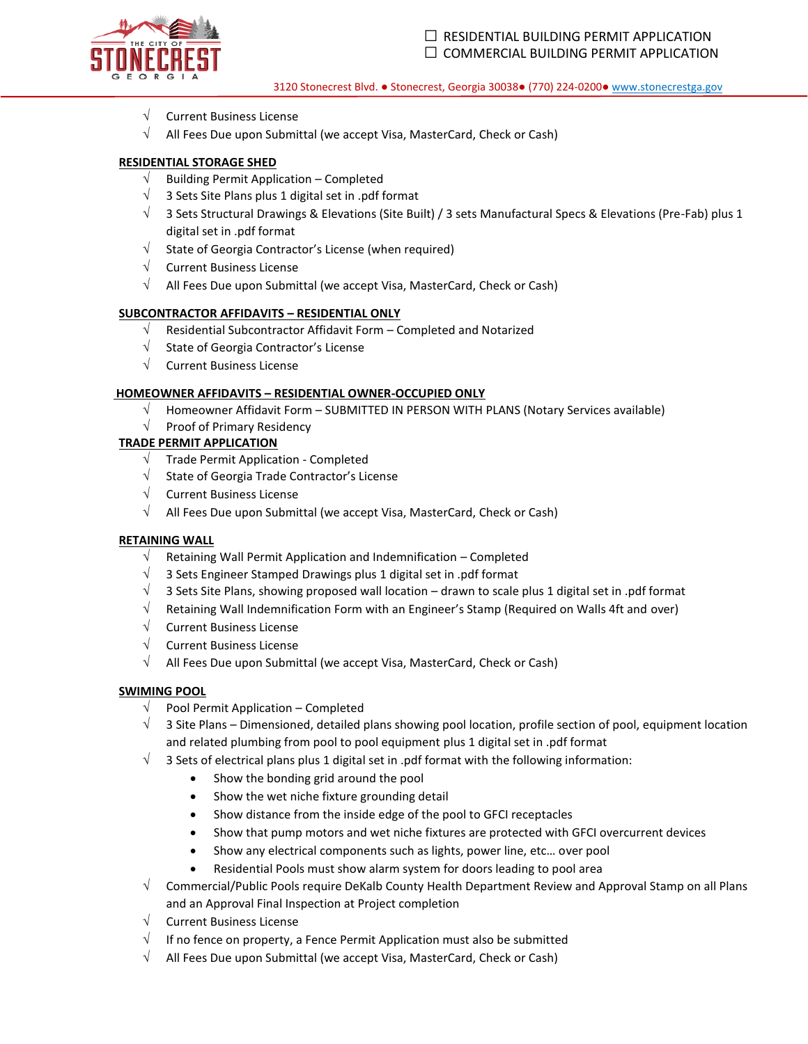- √ Current Business License
- √ All Fees Due upon Submittal (we accept Visa, MasterCard, Check or Cash)

**RESIDENTIAL STORAGE SHED**

- √ Building Permit Application – Completed
- √ 3 Sets Site Plans plus 1 digital set in .pdf format
- √ 3 Sets Structural Drawings & Elevations (Site Built) / 3 sets Manufactural Specs & Elevations (Pre-Fab) plus 1 digital set in .pdf format
- √ State of Georgia Contractor's License (when required)
- √ Current Business License
- √ All Fees Due upon Submittal (we accept Visa, MasterCard, Check or Cash)

**SUBCONTRACTOR AFFIDAVITS – RESIDENTIAL ONLY**

- √ Residential Subcontractor Affidavit Form – Completed and Notarized
- √ State of Georgia Contractor's License
- √ Current Business License

**HOMEOWNER AFFIDAVITS – RESIDENTIAL OWNER-OCCUPIED ONLY**

- √ Homeowner Affidavit Form – SUBMITTED IN PERSON WITH PLANS (Notary Services available)
- √ Proof of Primary Residency

**TRADE PERMIT APPLICATION**

- √ Trade Permit Application - Completed
- √ State of Georgia Trade Contractor's License
- √ Current Business License
- √ All Fees Due upon Submittal (we accept Visa, MasterCard, Check or Cash)

**RETAINING WALL**

- √ Retaining Wall Permit Application and Indemnification – Completed
- √ 3 Sets Engineer Stamped Drawings plus 1 digital set in .pdf format
- √ 3 Sets Site Plans, showing proposed wall location – drawn to scale plus 1 digital set in .pdf format
- √ Retaining Wall Indemnification Form with an Engineer's Stamp (Required on Walls 4ft and over)
- √ Current Business License
- √ Current Business License
- √ All Fees Due upon Submittal (we accept Visa, MasterCard, Check or Cash)

**SWIMING POOL**

- √ Pool Permit Application – Completed
- √ 3 Site Plans – Dimensioned, detailed plans showing pool location, profile section of pool, equipment location and related plumbing from pool to pool equipment plus 1 digital set in .pdf format
- √ 3 Sets of electrical plans plus 1 digital set in .pdf format with the following information:
  - Show the bonding grid around the pool
  - Show the wet niche fixture grounding detail
  - Show distance from the inside edge of the pool to GFCI receptacles
  - Show that pump motors and wet niche fixtures are protected with GFCI overcurrent devices
  - Show any electrical components such as lights, power line, etc… over pool
  - Residential Pools must show alarm system for doors leading to pool area
- √ Commercial/Public Pools require DeKalb County Health Department Review and Approval Stamp on all Plans and an Approval Final Inspection at Project completion
- √ Current Business License
- √ If no fence on property, a Fence Permit Application must also be submitted
- √ All Fees Due upon Submittal (we accept Visa, MasterCard, Check or Cash)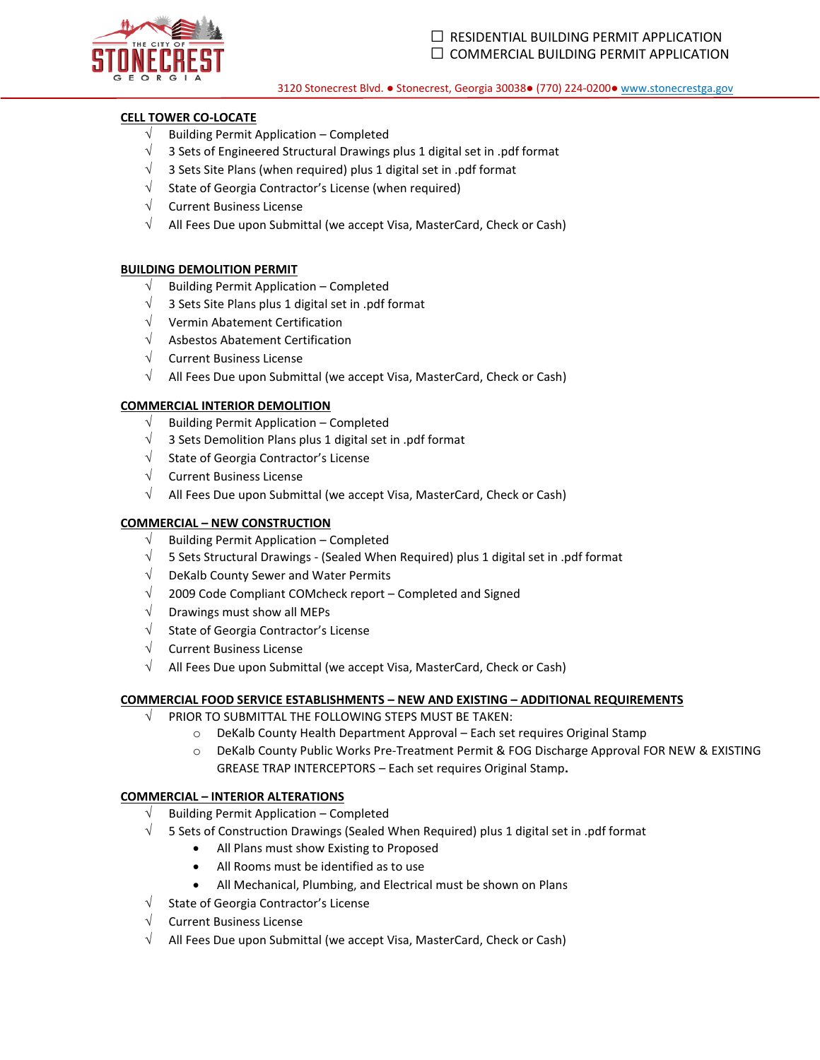☐ RESIDENTIAL BUILDING PERMIT APPLICATION
☐ COMMERCIAL BUILDING PERMIT APPLICATION

3120 Stonecrest Blvd. ● Stonecrest, Georgia 30038● (770) 224-0200● www.stonecrestga.gov

**CELL TOWER CO-LOCATE**

- √ Building Permit Application – Completed
- √ 3 Sets of Engineered Structural Drawings plus 1 digital set in .pdf format
- √ 3 Sets Site Plans (when required) plus 1 digital set in .pdf format
- √ State of Georgia Contractor's License (when required)
- √ Current Business License
- √ All Fees Due upon Submittal (we accept Visa, MasterCard, Check or Cash)

**BUILDING DEMOLITION PERMIT**

- √ Building Permit Application – Completed
- √ 3 Sets Site Plans plus 1 digital set in .pdf format
- √ Vermin Abatement Certification
- √ Asbestos Abatement Certification
- √ Current Business License
- √ All Fees Due upon Submittal (we accept Visa, MasterCard, Check or Cash)

**COMMERCIAL INTERIOR DEMOLITION**

- √ Building Permit Application – Completed
- √ 3 Sets Demolition Plans plus 1 digital set in .pdf format
- √ State of Georgia Contractor's License
- √ Current Business License
- √ All Fees Due upon Submittal (we accept Visa, MasterCard, Check or Cash)

**COMMERCIAL – NEW CONSTRUCTION**

- √ Building Permit Application – Completed
- √ 5 Sets Structural Drawings - (Sealed When Required) plus 1 digital set in .pdf format
- √ DeKalb County Sewer and Water Permits
- √ 2009 Code Compliant COMcheck report – Completed and Signed
- √ Drawings must show all MEPs
- √ State of Georgia Contractor's License
- √ Current Business License
- √ All Fees Due upon Submittal (we accept Visa, MasterCard, Check or Cash)

**COMMERCIAL FOOD SERVICE ESTABLISHMENTS – NEW AND EXISTING – ADDITIONAL REQUIREMENTS**

- √ PRIOR TO SUBMITTAL THE FOLLOWING STEPS MUST BE TAKEN:
  - DeKalb County Health Department Approval – Each set requires Original Stamp
  - DeKalb County Public Works Pre-Treatment Permit & FOG Discharge Approval FOR NEW & EXISTING GREASE TRAP INTERCEPTORS – Each set requires Original Stamp.

**COMMERCIAL – INTERIOR ALTERATIONS**

- √ Building Permit Application – Completed
- √ 5 Sets of Construction Drawings (Sealed When Required) plus 1 digital set in .pdf format
  - All Plans must show Existing to Proposed
  - All Rooms must be identified as to use
  - All Mechanical, Plumbing, and Electrical must be shown on Plans
- √ State of Georgia Contractor's License
- √ Current Business License
- √ All Fees Due upon Submittal (we accept Visa, MasterCard, Check or Cash)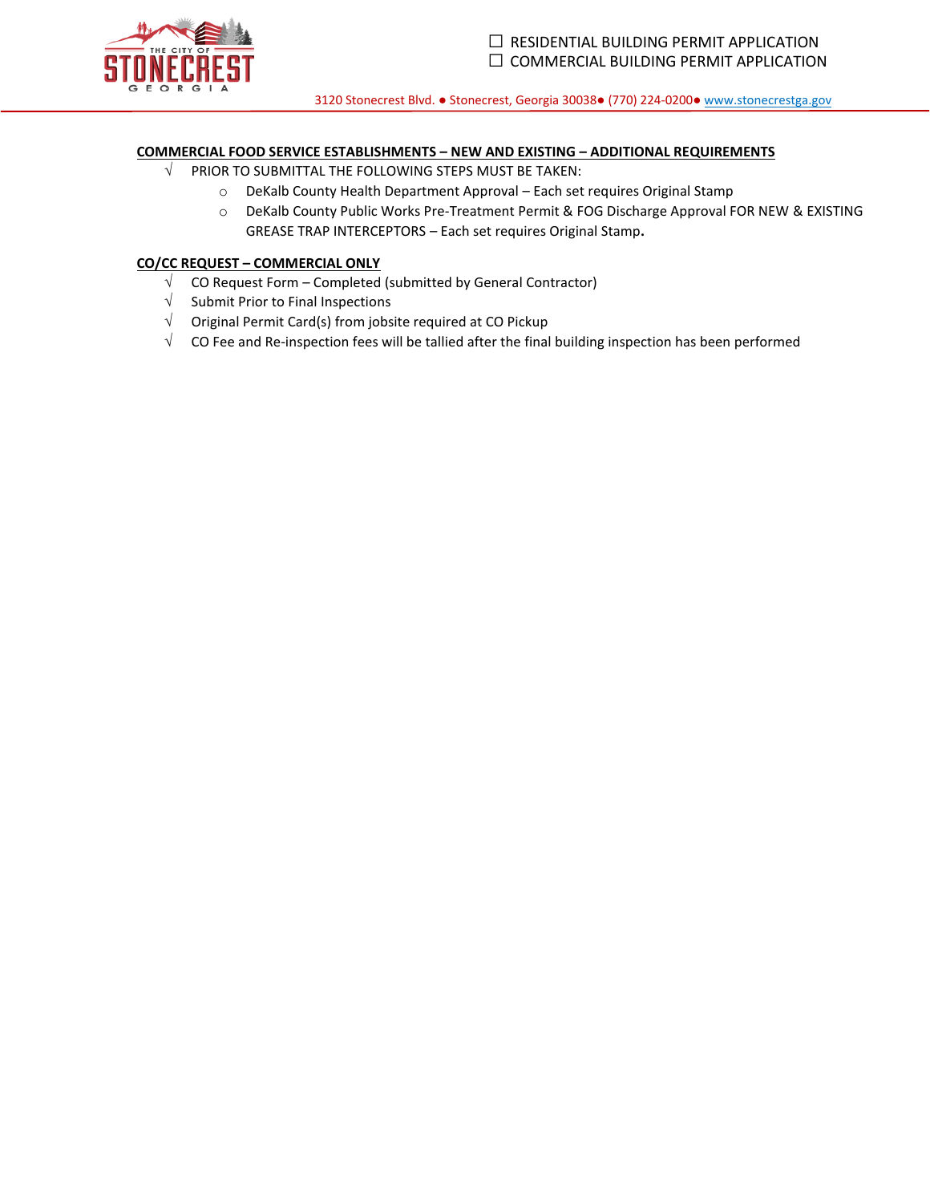☐ RESIDENTIAL BUILDING PERMIT APPLICATION
☐ COMMERCIAL BUILDING PERMIT APPLICATION

3120 Stonecrest Blvd. ● Stonecrest, Georgia 30038● (770) 224-0200● www.stonecrestga.gov

**COMMERCIAL FOOD SERVICE ESTABLISHMENTS – NEW AND EXISTING – ADDITIONAL REQUIREMENTS**

- √ PRIOR TO SUBMITTAL THE FOLLOWING STEPS MUST BE TAKEN:
  - DeKalb County Health Department Approval – Each set requires Original Stamp
  - DeKalb County Public Works Pre-Treatment Permit & FOG Discharge Approval FOR NEW & EXISTING GREASE TRAP INTERCEPTORS – Each set requires Original Stamp**.**

**CO/CC REQUEST – COMMERCIAL ONLY**

- √ CO Request Form – Completed (submitted by General Contractor)
- √ Submit Prior to Final Inspections
- √ Original Permit Card(s) from jobsite required at CO Pickup
- √ CO Fee and Re-inspection fees will be tallied after the final building inspection has been performed